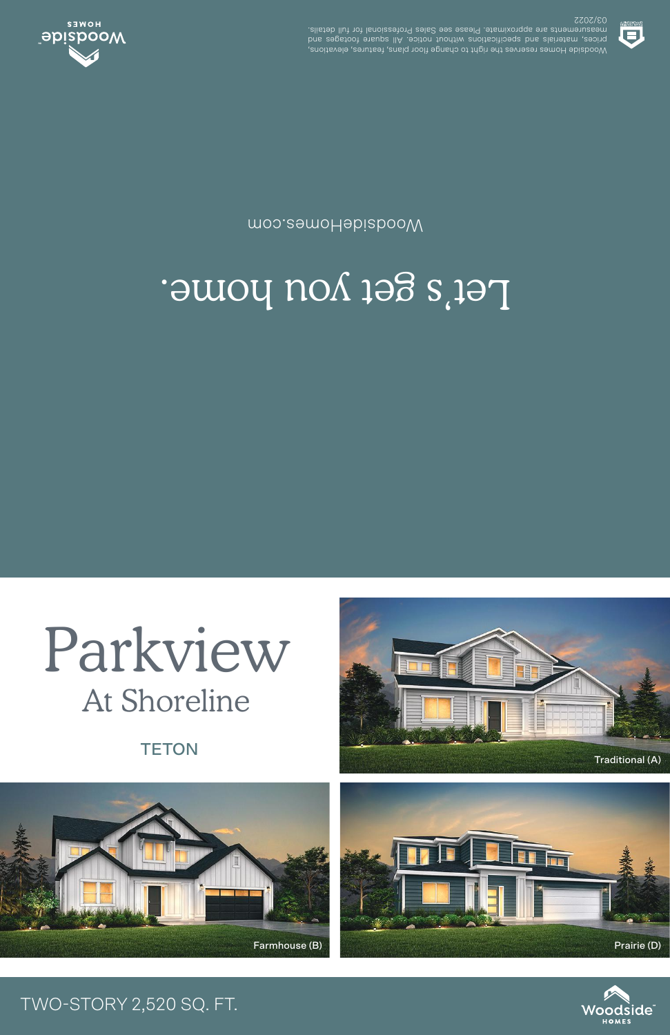Woodside HOMES

Woodside Homes reserves the right to change floor plans, features, elevations, prices, materials and specifications without notice. All square footages and measurements are approximate. Please see Sales Professional for full details. 03/2022

# Let's get you home.

WoodsideHomes.com

# Parkview

## At Shoreline

### TETON

Traditional (A)

Farmhouse (B)

Prairie (D)

TWO-STORY 2,520 SQ. FT.

Woodside HOMES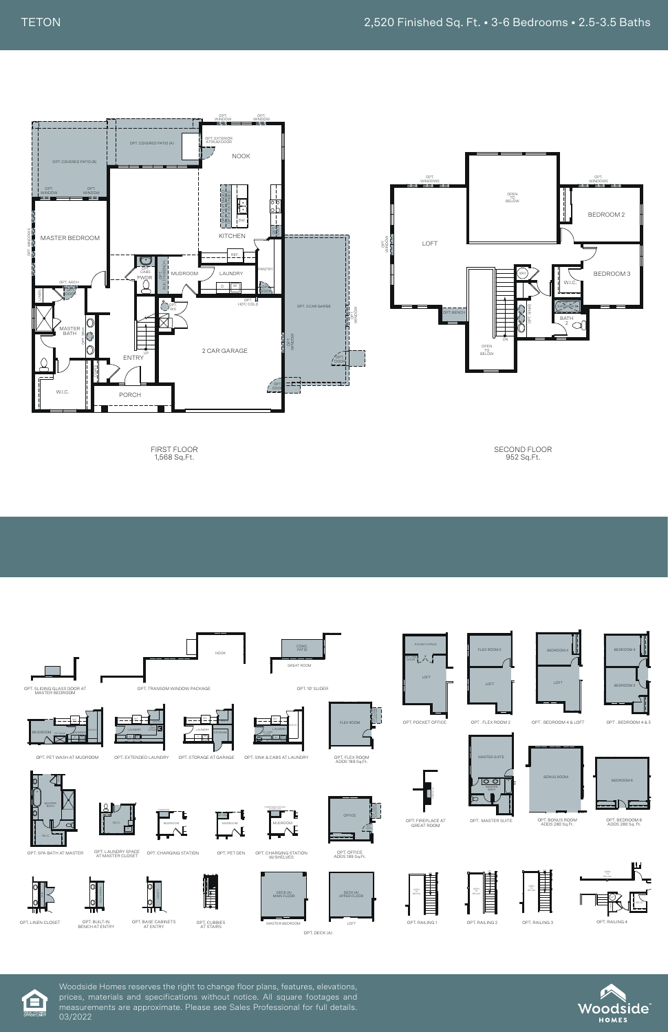# TETON

2,520 Finished Sq. Ft. • 3-6 Bedrooms • 2.5-3.5 Baths

OPT. COVERED PATIO (B)
OPT. COVERED PATIO (A)
OPT. EXTERIOR ATRIUM DOOR
OPT. WINDOW
OPT. WINDOW
NOOK
KITCHEN
DW
REF.
PANTRY
LAUNDRY
MUDROOM
PWDR
OPT. HOT/ COLD
OPT. WS
MASTER BEDROOM
OPT. WINDOWS
OPT. WINDOW
OPT. WINDOW
OPT. ARCH
LINEN
MASTER BATH
OPT. SINK
W.I.C.
ENTRY
UP
PORCH
2 CAR GARAGE
OPT. 3 CAR GARAGE
OPT. WINDOW
OPT. DOOR

FIRST FLOOR
1,568 Sq.Ft.

OPT. WINDOWS
OPEN TO BELOW
OPT. WINDOWS
LOFT
OPT. WINDOW
BEDROOM 2
BEDROOM 3
W.I.C.
WH
OPT. BENCH
OPT. SINK
BATH 2
DN
OPEN TO BELOW

SECOND FLOOR
952 Sq.Ft.

OPT. SLIDING GLASS DOOR AT MASTER BEDROOM
OPT. TRANSOM WINDOW PACKAGE
OPT. 10' SLIDER
OPT. POCKET OFFICE
OPT . FLEX ROOM 2
OPT . BEDROOM 4 & LOFT
OPT . BEDROOM 4 & 5
OPT. PET WASH AT MUDROOM
OPT. EXTENDED LAUNDRY
OPT. STORAGE AT GARAGE
OPT. SINK & CABS AT LAUNDRY
OPT. FLEX ROOM ADDS 189 Sq.Ft.
OPT. FIREPLACE AT GREAT ROOM
OPT. MASTER SUITE
OPT. BONUS ROOM ADDS 280 Sq.Ft.
OPT. BEDROOM 6 ADDS 280 Sq. Ft.
OPT. SPA BATH AT MASTER
OPT. LAUNDRY SPACE AT MASTER CLOSET
OPT. CHARGING STATION
OPT. PET DEN
OPT. CHARGING STATION W/SHELVES
OPT. OFFICE ADDS 189 Sq.Ft.
OPT. LINEN CLOSET
OPT. BUILT-IN BENCH AT ENTRY
OPT. BASE CABINETS AT ENTRY
OPT. CUBBIES AT STAIRS
DECK (A) MAIN FLOOR — MASTER BEDROOM
DECK (A) UPPER FLOOR — LOFT
OPT. DECK (A)
OPT. RAILING 1
OPT. RAILING 2
OPT. RAILING 3
OPT. RAILING 4

Woodside Homes reserves the right to change floor plans, features, elevations, prices, materials and specifications without notice. All square footages and measurements are approximate. Please see Sales Professional for full details. 03/2022

Woodside HOMES